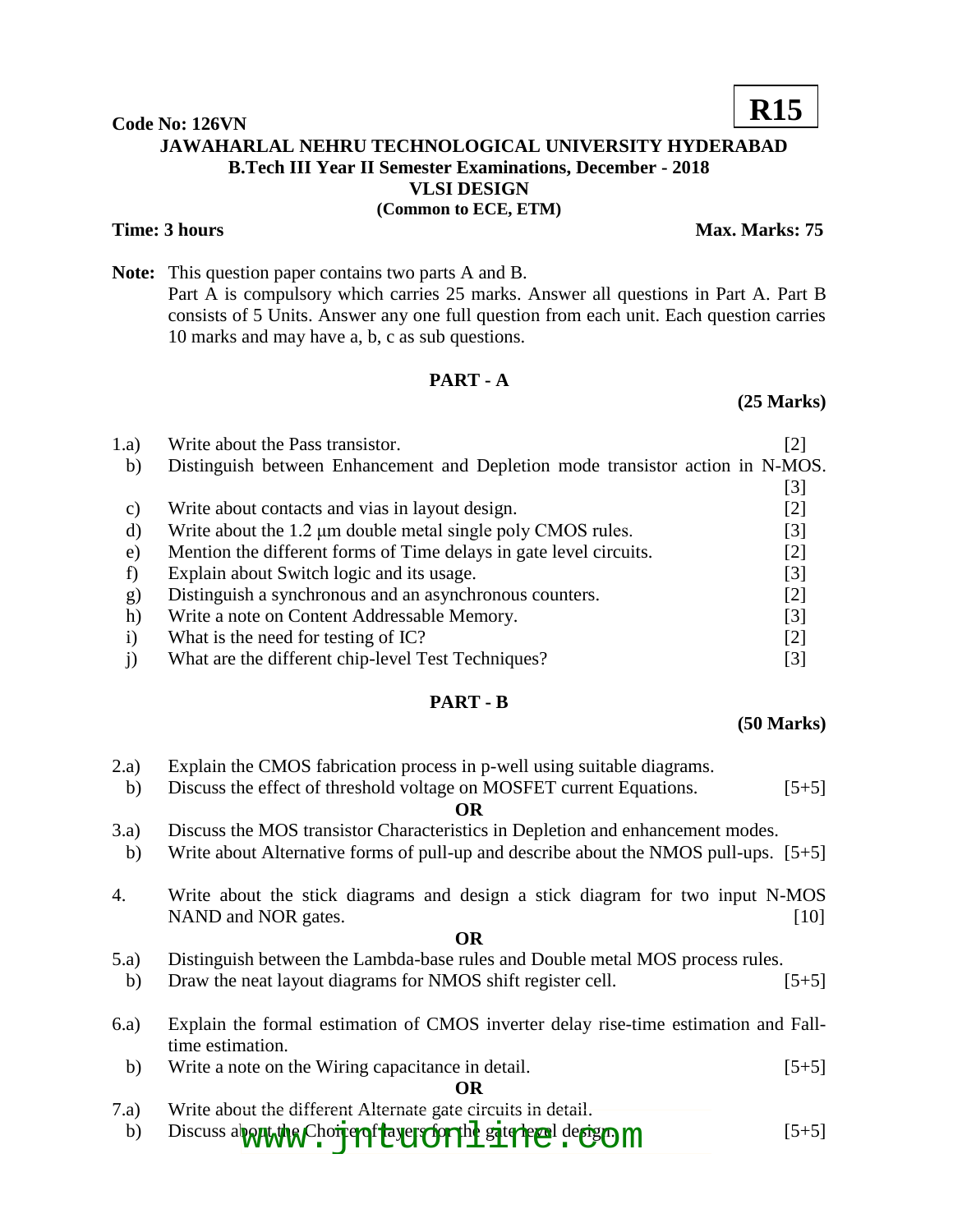**Code No: 126VN** **R15**

**JAWAHARLAL NEHRU TECHNOLOGICAL UNIVERSITY HYDERABAD**
**B.Tech III Year II Semester Examinations, December - 2018**
**VLSI DESIGN**
**(Common to ECE, ETM)**

**Time: 3 hours** **Max. Marks: 75**

**Note:** This question paper contains two parts A and B.
Part A is compulsory which carries 25 marks. Answer all questions in Part A. Part B consists of 5 Units. Answer any one full question from each unit. Each question carries 10 marks and may have a, b, c as sub questions.

## PART - A

**(25 Marks)**

1.a) Write about the Pass transistor. [2]
b) Distinguish between Enhancement and Depletion mode transistor action in N-MOS. [3]
c) Write about contacts and vias in layout design. [2]
d) Write about the 1.2 μm double metal single poly CMOS rules. [3]
e) Mention the different forms of Time delays in gate level circuits. [2]
f) Explain about Switch logic and its usage. [3]
g) Distinguish a synchronous and an asynchronous counters. [2]
h) Write a note on Content Addressable Memory. [3]
i) What is the need for testing of IC? [2]
j) What are the different chip-level Test Techniques? [3]

## PART - B

**(50 Marks)**

2.a) Explain the CMOS fabrication process in p-well using suitable diagrams.
b) Discuss the effect of threshold voltage on MOSFET current Equations. [5+5]

**OR**

3.a) Discuss the MOS transistor Characteristics in Depletion and enhancement modes.
b) Write about Alternative forms of pull-up and describe about the NMOS pull-ups. [5+5]

4. Write about the stick diagrams and design a stick diagram for two input N-MOS NAND and NOR gates. [10]

**OR**

5.a) Distinguish between the Lambda-base rules and Double metal MOS process rules.
b) Draw the neat layout diagrams for NMOS shift register cell. [5+5]

6.a) Explain the formal estimation of CMOS inverter delay rise-time estimation and Fall-time estimation.
b) Write a note on the Wiring capacitance in detail. [5+5]

**OR**

7.a) Write about the different Alternate gate circuits in detail.
b) Discuss about the Choice of layers for the gate level design. [5+5]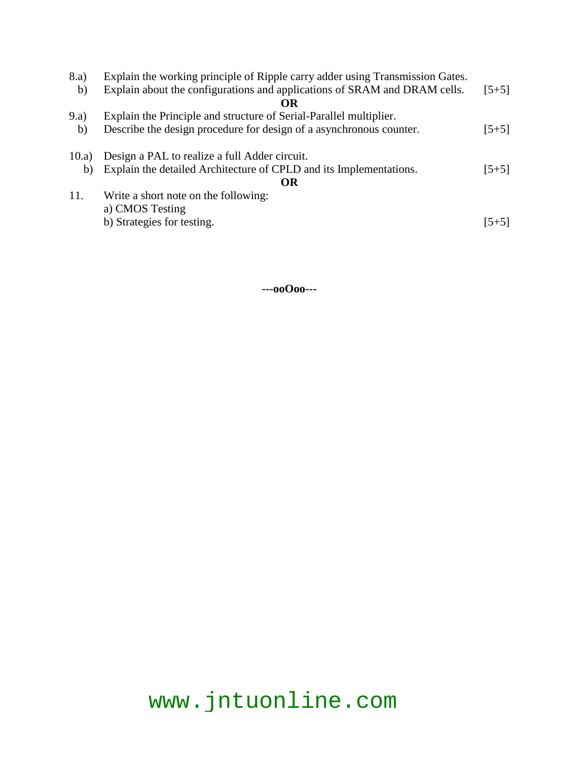8.a) Explain the working principle of Ripple carry adder using Transmission Gates.
b) Explain about the configurations and applications of SRAM and DRAM cells. [5+5]

**OR**

9.a) Explain the Principle and structure of Serial-Parallel multiplier.
b) Describe the design procedure for design of a asynchronous counter. [5+5]

10.a) Design a PAL to realize a full Adder circuit.
b) Explain the detailed Architecture of CPLD and its Implementations. [5+5]

**OR**

11. Write a short note on the following:
a) CMOS Testing
b) Strategies for testing. [5+5]

**---ooOoo---**

www.jntuonline.com